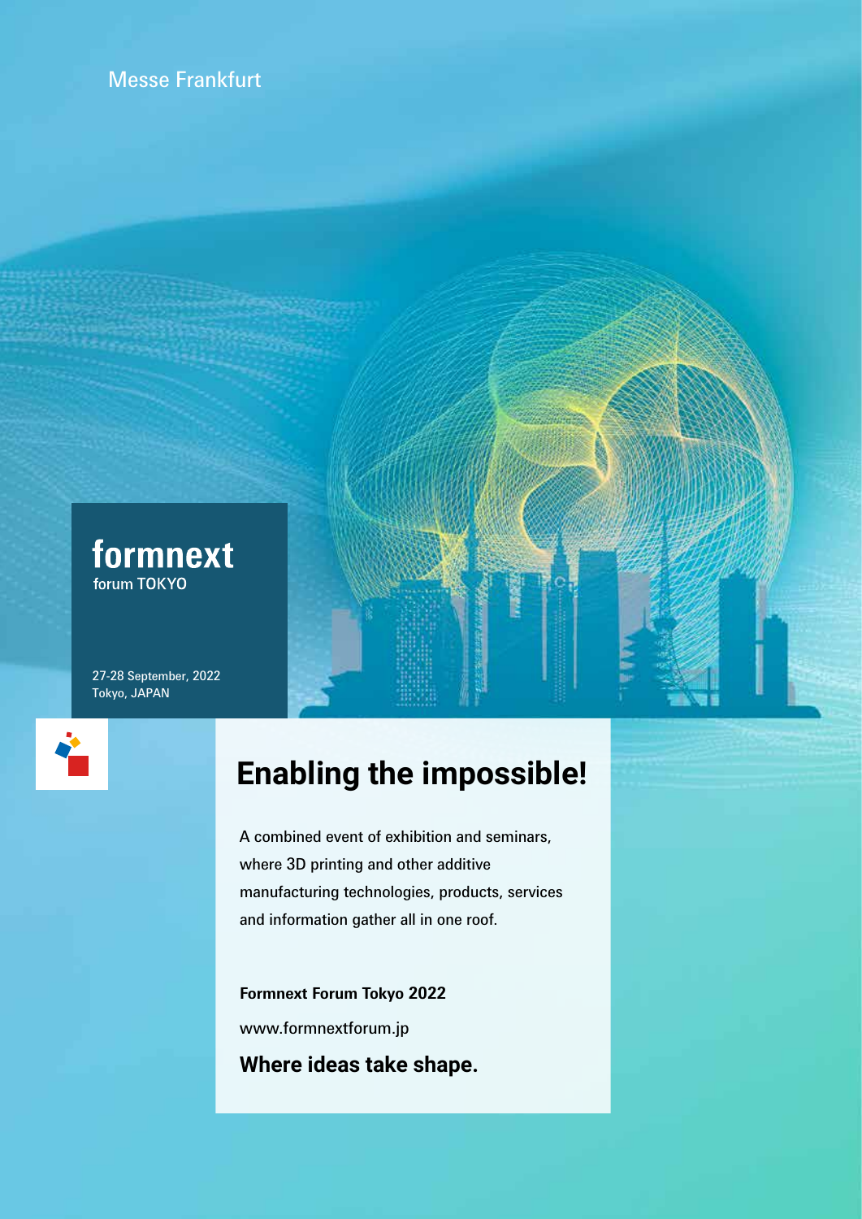Messe Frankfurt

# formnext

forum TOKYO

27-28 September, 2022
Tokyo, JAPAN

## Enabling the impossible!

A combined event of exhibition and seminars, where 3D printing and other additive manufacturing technologies, products, services and information gather all in one roof.

**Formnext Forum Tokyo 2022**

www.formnextforum.jp

**Where ideas take shape.**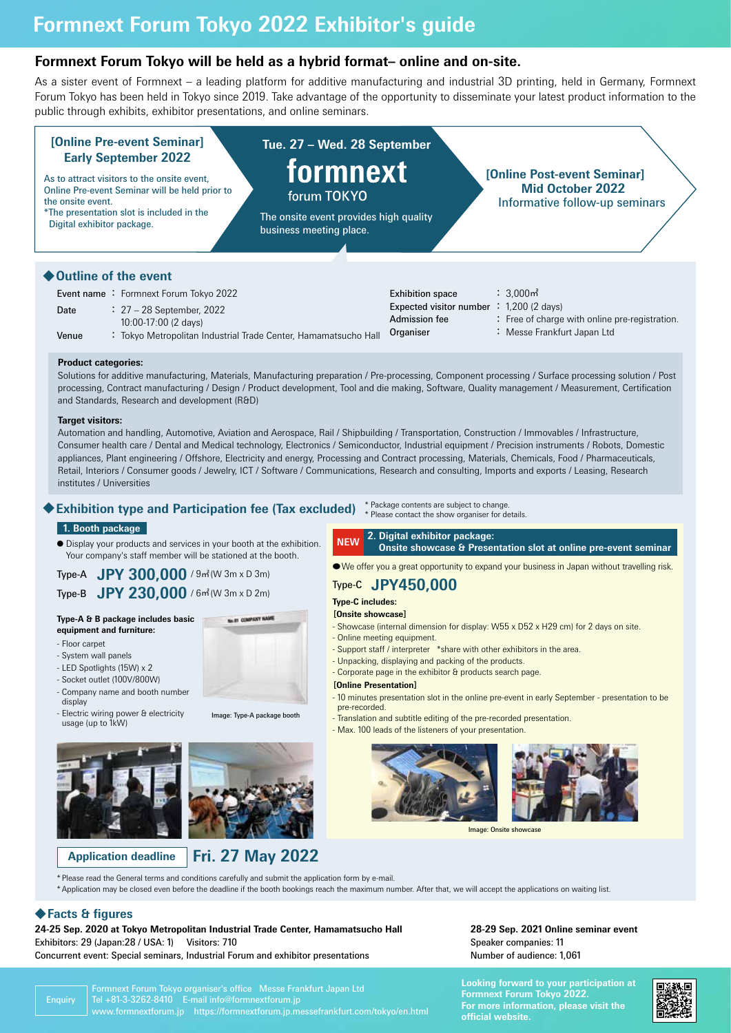# Formnext Forum Tokyo 2022 Exhibitor's guide

## Formnext Forum Tokyo will be held as a hybrid format– online and on-site.

As a sister event of Formnext – a leading platform for additive manufacturing and industrial 3D printing, held in Germany, Formnext Forum Tokyo has been held in Tokyo since 2019. Take advantage of the opportunity to disseminate your latest product information to the public through exhibits, exhibitor presentations, and online seminars.

**[Online Pre-event Seminar]**
**Early September 2022**

As to attract visitors to the onsite event, Online Pre-event Seminar will be held prior to the onsite event.
*The presentation slot is included in the Digital exhibitor package.

**Tue. 27 – Wed. 28 September**

**formnext**
forum TOKYO

The onsite event provides high quality business meeting place.

**[Online Post-event Seminar]**
**Mid October 2022**
Informative follow-up seminars

## ◆Outline of the event

| | |
|---|---|
| Event name | : Formnext Forum Tokyo 2022 |
| Date | : 27 – 28 September, 2022 10:00-17:00 (2 days) |
| Venue | : Tokyo Metropolitan Industrial Trade Center, Hamamatsucho Hall |
| Exhibition space | : 3,000㎡ |
| Expected visitor number | : 1,200 (2 days) |
| Admission fee | : Free of charge with online pre-registration. |
| Organiser | : Messe Frankfurt Japan Ltd |

**Product categories:**
Solutions for additive manufacturing, Materials, Manufacturing preparation / Pre-processing, Component processing / Surface processing solution / Post processing, Contract manufacturing / Design / Product development, Tool and die making, Software, Quality management / Measurement, Certification and Standards, Research and development (R&D)

**Target visitors:**
Automation and handling, Automotive, Aviation and Aerospace, Rail / Shipbuilding / Transportation, Construction / Immovables / Infrastructure, Consumer health care / Dental and Medical technology, Electronics / Semiconductor, Industrial equipment / Precision instruments / Robots, Domestic appliances, Plant engineering / Offshore, Electricity and energy, Processing and Contract processing, Materials, Chemicals, Food / Pharmaceuticals, Retail, Interiors / Consumer goods / Jewelry, ICT / Software / Communications, Research and consulting, Imports and exports / Leasing, Research institutes / Universities

## ◆Exhibition type and Participation fee (Tax excluded)

* Package contents are subject to change.
* Please contact the show organiser for details.

### 1. Booth package

- Display your products and services in your booth at the exhibition. Your company's staff member will be stationed at the booth.

Type-A **JPY 300,000** / 9㎡ (W 3m x D 3m)

Type-B **JPY 230,000** / 6㎡ (W 3m x D 2m)

**Type-A & B package includes basic equipment and furniture:**

- Floor carpet
- System wall panels
- LED Spotlights (15W) x 2
- Socket outlet (100V/800W)
- Company name and booth number display
- Electric wiring power & electricity usage (up to 1kW)

Image: Type-A package booth

### NEW 2. Digital exhibitor package: Onsite showcase & Presentation slot at online pre-event seminar

- We offer you a great opportunity to expand your business in Japan without travelling risk.

Type-C **JPY450,000**

**Type-C includes:**

**[Onsite showcase]**

- Showcase (internal dimension for display: W55 x D52 x H29 cm) for 2 days on site.
- Online meeting equipment.
- Support staff / interpreter *share with other exhibitors in the area.
- Unpacking, displaying and packing of the products.
- Corporate page in the exhibitor & products search page.

**[Online Presentation]**

- 10 minutes presentation slot in the online pre-event in early September - presentation to be pre-recorded.
- Translation and subtitle editing of the pre-recorded presentation.
- Max. 100 leads of the listeners of your presentation.

Image: Onsite showcase

**Application deadline** **Fri. 27 May 2022**

* Please read the General terms and conditions carefully and submit the application form by e-mail.
* Application may be closed even before the deadline if the booth bookings reach the maximum number. After that, we will accept the applications on waiting list.

## ◆Facts & figures

**24-25 Sep. 2020 at Tokyo Metropolitan Industrial Trade Center, Hamamatsucho Hall**
Exhibitors: 29 (Japan:28 / USA: 1) Visitors: 710
Concurrent event: Special seminars, Industrial Forum and exhibitor presentations

**28-29 Sep. 2021 Online seminar event**
Speaker companies: 11
Number of audience: 1,061

Enquiry
Formnext Forum Tokyo organiser's office Messe Frankfurt Japan Ltd
Tel +81-3-3262-8410 E-mail info@formnextforum.jp
www.formnextforum.jp https://formnextforum.jp.messefrankfurt.com/tokyo/en.html

**Looking forward to your participation at Formnext Forum Tokyo 2022. For more information, please visit the official website.**